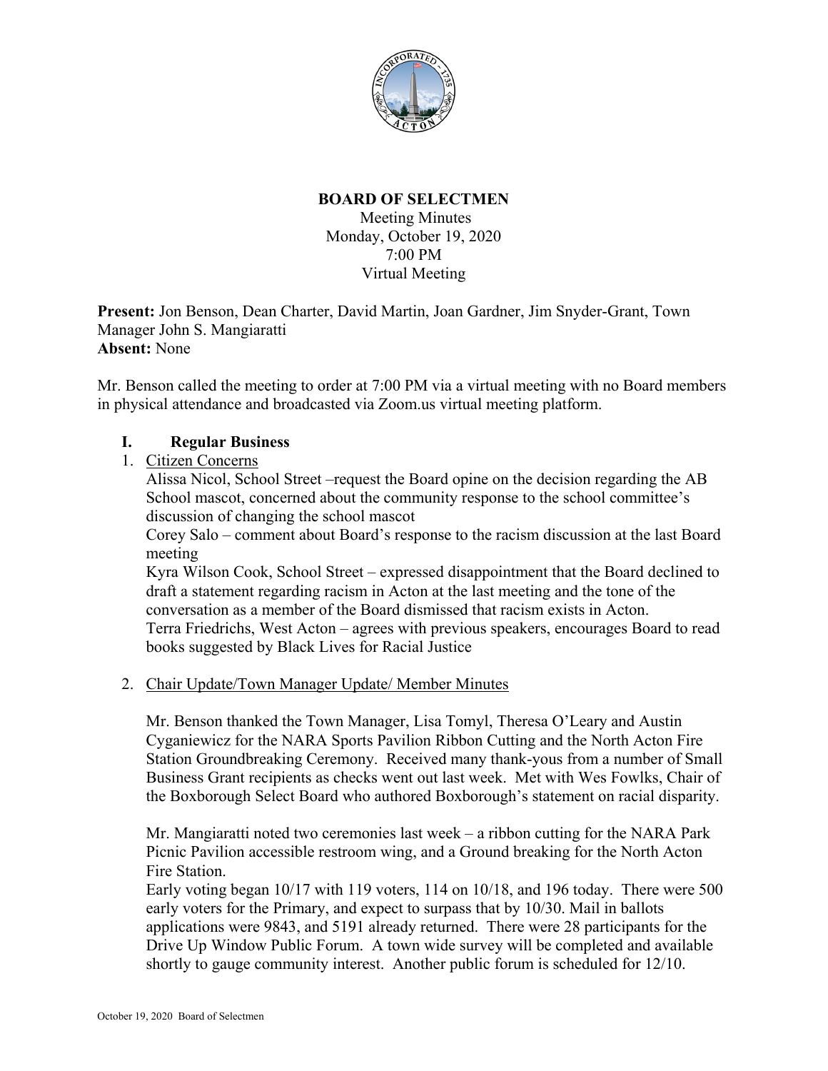**BOARD OF SELECTMEN**

Meeting Minutes
Monday, October 19, 2020
7:00 PM
Virtual Meeting

**Present:** Jon Benson, Dean Charter, David Martin, Joan Gardner, Jim Snyder-Grant, Town Manager John S. Mangiaratti
**Absent:** None

Mr. Benson called the meeting to order at 7:00 PM via a virtual meeting with no Board members in physical attendance and broadcasted via Zoom.us virtual meeting platform.

## I. Regular Business

1. Citizen Concerns

   Alissa Nicol, School Street –request the Board opine on the decision regarding the AB School mascot, concerned about the community response to the school committee's discussion of changing the school mascot

   Corey Salo – comment about Board's response to the racism discussion at the last Board meeting

   Kyra Wilson Cook, School Street – expressed disappointment that the Board declined to draft a statement regarding racism in Acton at the last meeting and the tone of the conversation as a member of the Board dismissed that racism exists in Acton.

   Terra Friedrichs, West Acton – agrees with previous speakers, encourages Board to read books suggested by Black Lives for Racial Justice

2. Chair Update/Town Manager Update/ Member Minutes

   Mr. Benson thanked the Town Manager, Lisa Tomyl, Theresa O'Leary and Austin Cyganiewicz for the NARA Sports Pavilion Ribbon Cutting and the North Acton Fire Station Groundbreaking Ceremony. Received many thank-yous from a number of Small Business Grant recipients as checks went out last week. Met with Wes Fowlks, Chair of the Boxborough Select Board who authored Boxborough's statement on racial disparity.

   Mr. Mangiaratti noted two ceremonies last week – a ribbon cutting for the NARA Park Picnic Pavilion accessible restroom wing, and a Ground breaking for the North Acton Fire Station.

   Early voting began 10/17 with 119 voters, 114 on 10/18, and 196 today. There were 500 early voters for the Primary, and expect to surpass that by 10/30. Mail in ballots applications were 9843, and 5191 already returned. There were 28 participants for the Drive Up Window Public Forum. A town wide survey will be completed and available shortly to gauge community interest. Another public forum is scheduled for 12/10.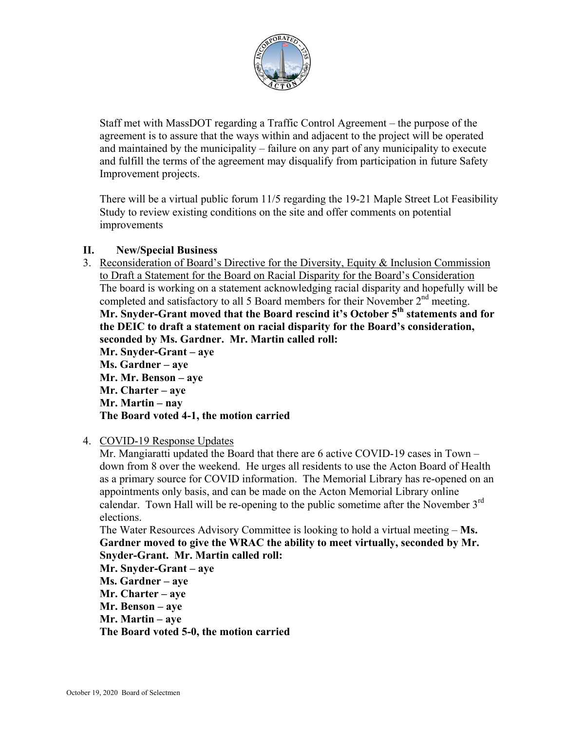Staff met with MassDOT regarding a Traffic Control Agreement – the purpose of the agreement is to assure that the ways within and adjacent to the project will be operated and maintained by the municipality – failure on any part of any municipality to execute and fulfill the terms of the agreement may disqualify from participation in future Safety Improvement projects.

There will be a virtual public forum 11/5 regarding the 19-21 Maple Street Lot Feasibility Study to review existing conditions on the site and offer comments on potential improvements

## II. New/Special Business

3. Reconsideration of Board's Directive for the Diversity, Equity & Inclusion Commission to Draft a Statement for the Board on Racial Disparity for the Board's Consideration
   The board is working on a statement acknowledging racial disparity and hopefully will be completed and satisfactory to all 5 Board members for their November 2nd meeting.
   **Mr. Snyder-Grant moved that the Board rescind it's October 5th statements and for the DEIC to draft a statement on racial disparity for the Board's consideration, seconded by Ms. Gardner. Mr. Martin called roll:**
   **Mr. Snyder-Grant – aye**
   **Ms. Gardner – aye**
   **Mr. Mr. Benson – aye**
   **Mr. Charter – aye**
   **Mr. Martin – nay**
   **The Board voted 4-1, the motion carried**

4. COVID-19 Response Updates
   Mr. Mangiaratti updated the Board that there are 6 active COVID-19 cases in Town – down from 8 over the weekend. He urges all residents to use the Acton Board of Health as a primary source for COVID information. The Memorial Library has re-opened on an appointments only basis, and can be made on the Acton Memorial Library online calendar. Town Hall will be re-opening to the public sometime after the November 3rd elections.
   The Water Resources Advisory Committee is looking to hold a virtual meeting – **Ms. Gardner moved to give the WRAC the ability to meet virtually, seconded by Mr. Snyder-Grant. Mr. Martin called roll:**
   **Mr. Snyder-Grant – aye**
   **Ms. Gardner – aye**
   **Mr. Charter – aye**
   **Mr. Benson – aye**
   **Mr. Martin – aye**
   **The Board voted 5-0, the motion carried**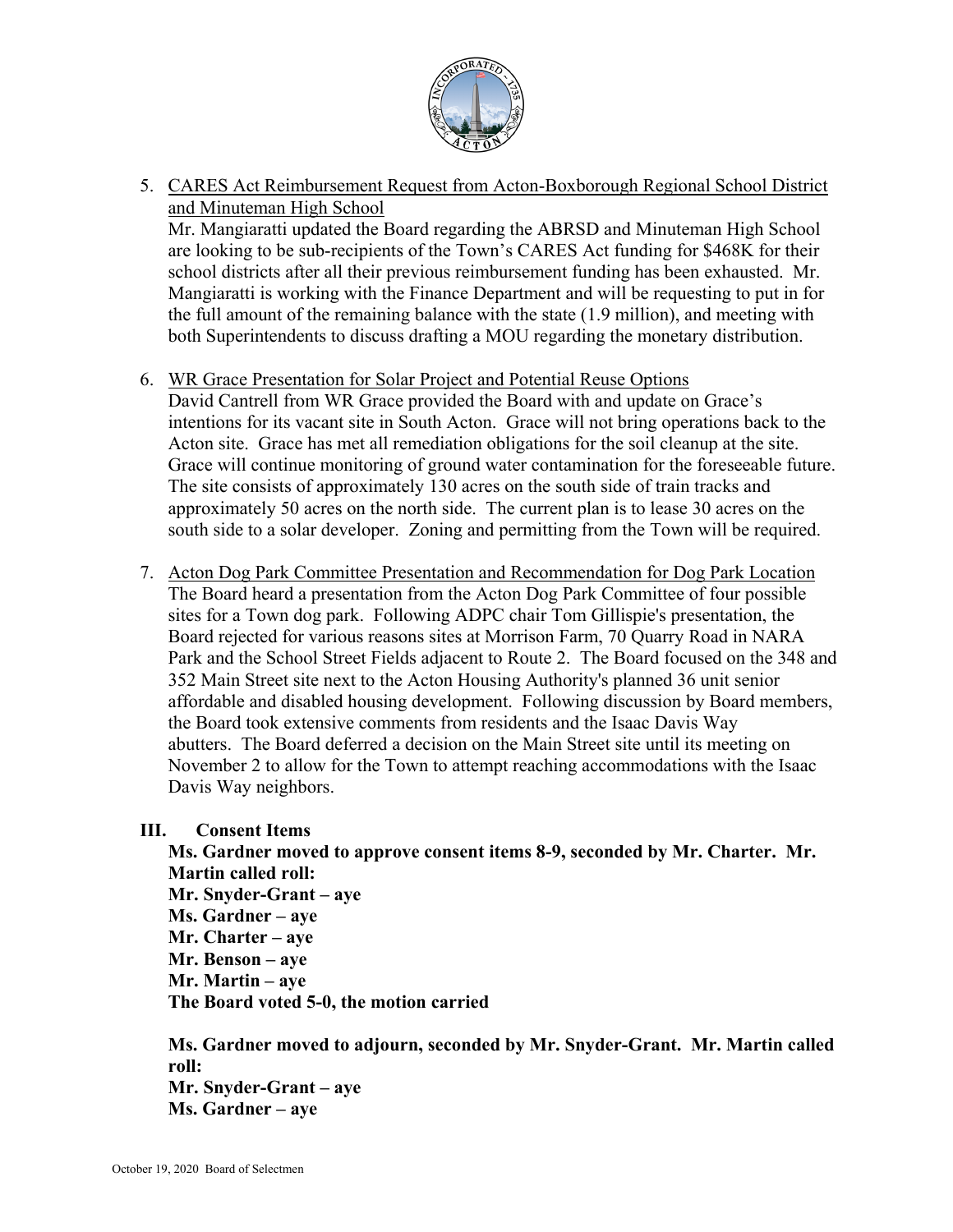5. CARES Act Reimbursement Request from Acton-Boxborough Regional School District and Minuteman High School
   Mr. Mangiaratti updated the Board regarding the ABRSD and Minuteman High School are looking to be sub-recipients of the Town's CARES Act funding for $468K for their school districts after all their previous reimbursement funding has been exhausted. Mr. Mangiaratti is working with the Finance Department and will be requesting to put in for the full amount of the remaining balance with the state (1.9 million), and meeting with both Superintendents to discuss drafting a MOU regarding the monetary distribution.

6. WR Grace Presentation for Solar Project and Potential Reuse Options
   David Cantrell from WR Grace provided the Board with and update on Grace's intentions for its vacant site in South Acton. Grace will not bring operations back to the Acton site. Grace has met all remediation obligations for the soil cleanup at the site. Grace will continue monitoring of ground water contamination for the foreseeable future. The site consists of approximately 130 acres on the south side of train tracks and approximately 50 acres on the north side. The current plan is to lease 30 acres on the south side to a solar developer. Zoning and permitting from the Town will be required.

7. Acton Dog Park Committee Presentation and Recommendation for Dog Park Location
   The Board heard a presentation from the Acton Dog Park Committee of four possible sites for a Town dog park. Following ADPC chair Tom Gillispie's presentation, the Board rejected for various reasons sites at Morrison Farm, 70 Quarry Road in NARA Park and the School Street Fields adjacent to Route 2. The Board focused on the 348 and 352 Main Street site next to the Acton Housing Authority's planned 36 unit senior affordable and disabled housing development. Following discussion by Board members, the Board took extensive comments from residents and the Isaac Davis Way abutters. The Board deferred a decision on the Main Street site until its meeting on November 2 to allow for the Town to attempt reaching accommodations with the Isaac Davis Way neighbors.

## III. Consent Items

**Ms. Gardner moved to approve consent items 8-9, seconded by Mr. Charter. Mr. Martin called roll:**
**Mr. Snyder-Grant – aye**
**Ms. Gardner – aye**
**Mr. Charter – aye**
**Mr. Benson – aye**
**Mr. Martin – aye**
**The Board voted 5-0, the motion carried**

**Ms. Gardner moved to adjourn, seconded by Mr. Snyder-Grant. Mr. Martin called roll:**
**Mr. Snyder-Grant – aye**
**Ms. Gardner – aye**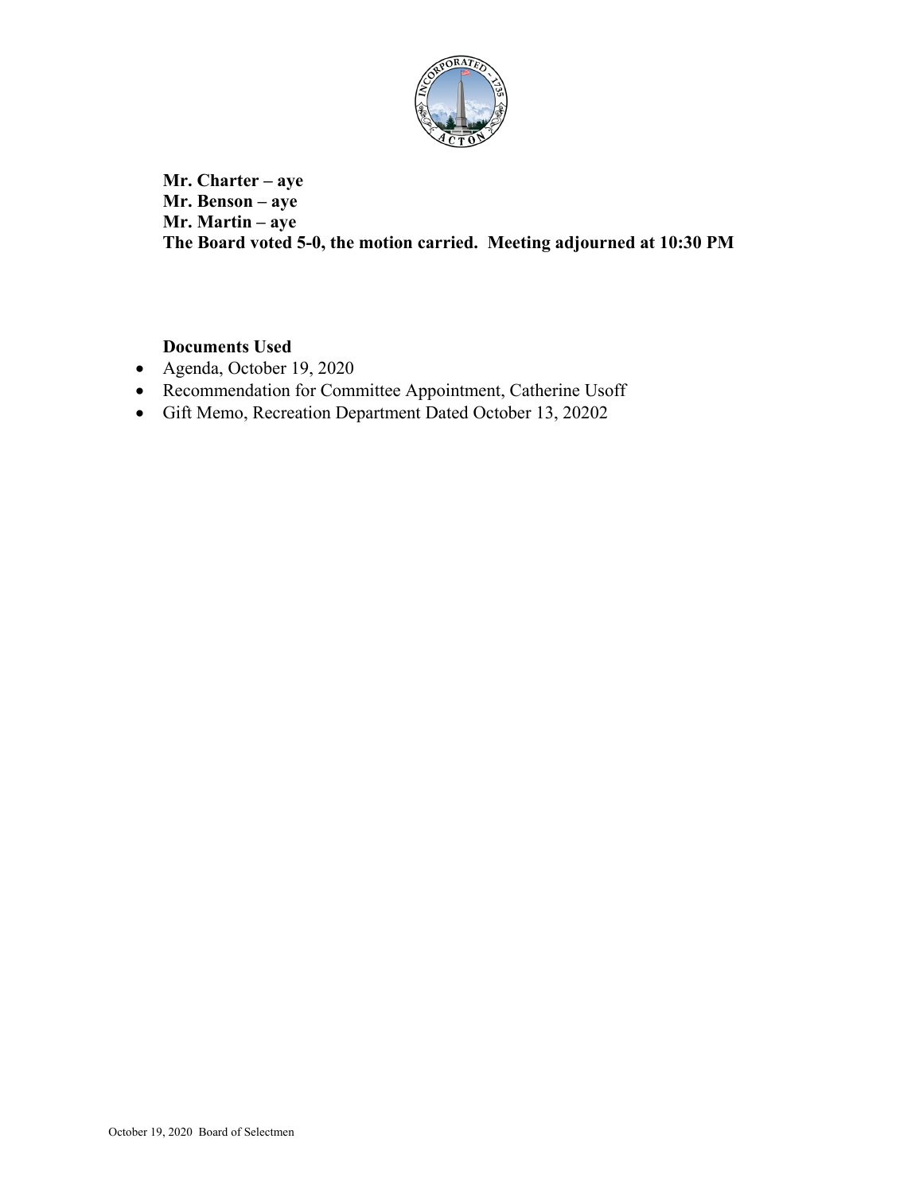**Mr. Charter – aye**
**Mr. Benson – aye**
**Mr. Martin – aye**
**The Board voted 5-0, the motion carried. Meeting adjourned at 10:30 PM**

**Documents Used**

- Agenda, October 19, 2020
- Recommendation for Committee Appointment, Catherine Usoff
- Gift Memo, Recreation Department Dated October 13, 20202